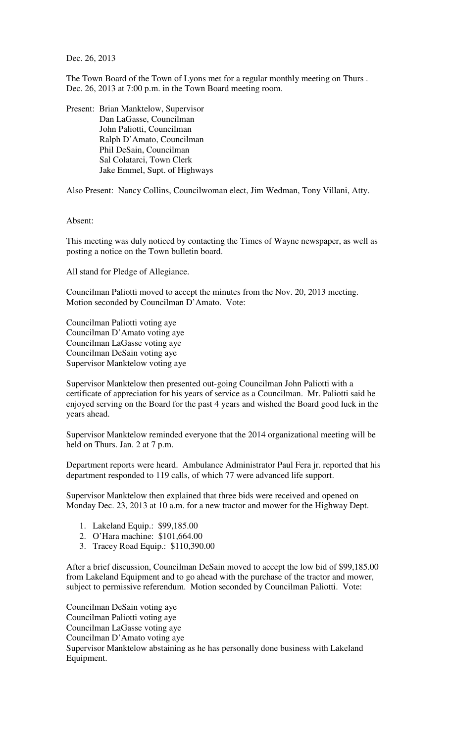Dec. 26, 2013

The Town Board of the Town of Lyons met for a regular monthly meeting on Thurs . Dec. 26, 2013 at 7:00 p.m. in the Town Board meeting room.

Present: Brian Manktelow, Supervisor
Dan LaGasse, Councilman
John Paliotti, Councilman
Ralph D'Amato, Councilman
Phil DeSain, Councilman
Sal Colatarci, Town Clerk
Jake Emmel, Supt. of Highways

Also Present: Nancy Collins, Councilwoman elect, Jim Wedman, Tony Villani, Atty.

Absent:

This meeting was duly noticed by contacting the Times of Wayne newspaper, as well as posting a notice on the Town bulletin board.

All stand for Pledge of Allegiance.

Councilman Paliotti moved to accept the minutes from the Nov. 20, 2013 meeting. Motion seconded by Councilman D'Amato. Vote:

Councilman Paliotti voting aye
Councilman D'Amato voting aye
Councilman LaGasse voting aye
Councilman DeSain voting aye
Supervisor Manktelow voting aye

Supervisor Manktelow then presented out-going Councilman John Paliotti with a certificate of appreciation for his years of service as a Councilman. Mr. Paliotti said he enjoyed serving on the Board for the past 4 years and wished the Board good luck in the years ahead.

Supervisor Manktelow reminded everyone that the 2014 organizational meeting will be held on Thurs. Jan. 2 at 7 p.m.

Department reports were heard. Ambulance Administrator Paul Fera jr. reported that his department responded to 119 calls, of which 77 were advanced life support.

Supervisor Manktelow then explained that three bids were received and opened on Monday Dec. 23, 2013 at 10 a.m. for a new tractor and mower for the Highway Dept.

1. Lakeland Equip.: $99,185.00
2. O'Hara machine: $101,664.00
3. Tracey Road Equip.: $110,390.00

After a brief discussion, Councilman DeSain moved to accept the low bid of $99,185.00 from Lakeland Equipment and to go ahead with the purchase of the tractor and mower, subject to permissive referendum. Motion seconded by Councilman Paliotti. Vote:

Councilman DeSain voting aye
Councilman Paliotti voting aye
Councilman LaGasse voting aye
Councilman D'Amato voting aye
Supervisor Manktelow abstaining as he has personally done business with Lakeland Equipment.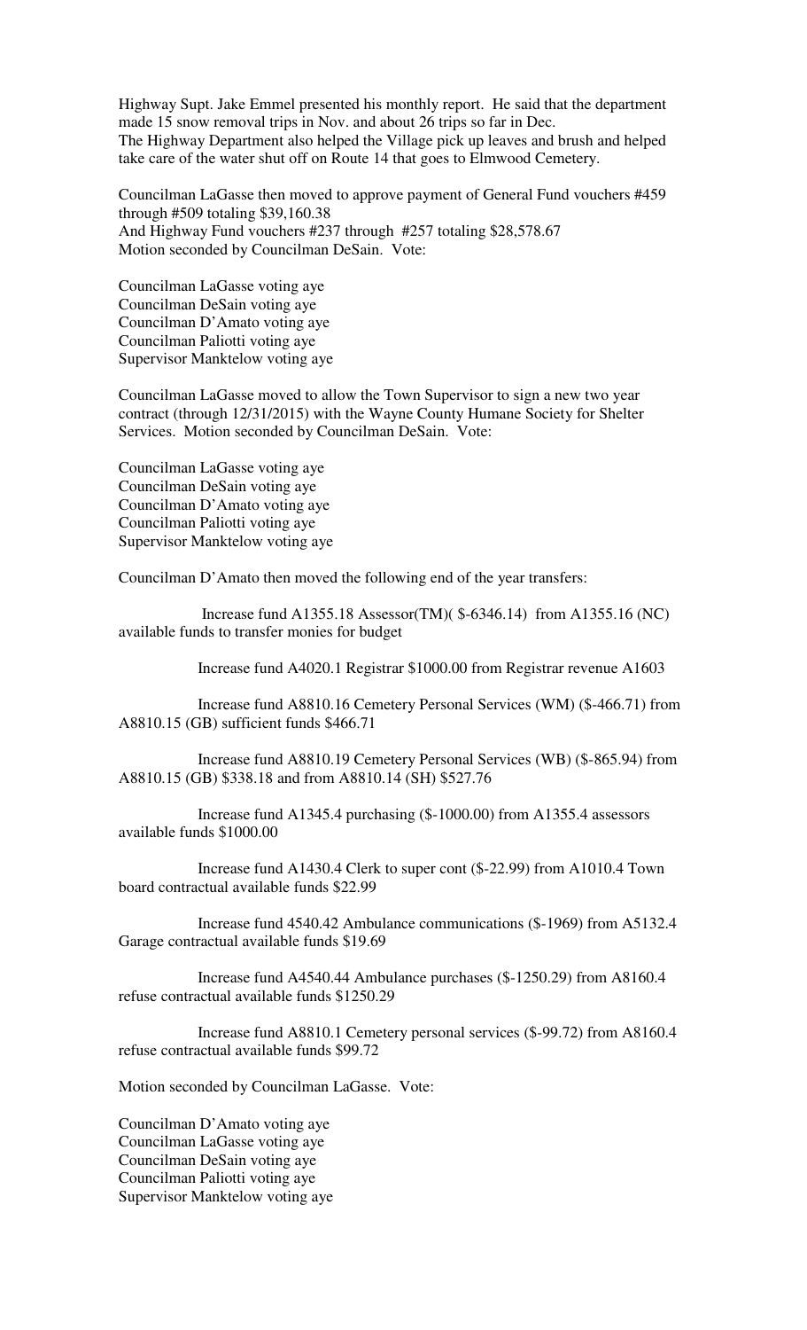Highway Supt. Jake Emmel presented his monthly report. He said that the department made 15 snow removal trips in Nov. and about 26 trips so far in Dec.
The Highway Department also helped the Village pick up leaves and brush and helped take care of the water shut off on Route 14 that goes to Elmwood Cemetery.

Councilman LaGasse then moved to approve payment of General Fund vouchers #459 through #509 totaling $39,160.38
And Highway Fund vouchers #237 through #257 totaling $28,578.67
Motion seconded by Councilman DeSain. Vote:

Councilman LaGasse voting aye
Councilman DeSain voting aye
Councilman D'Amato voting aye
Councilman Paliotti voting aye
Supervisor Manktelow voting aye

Councilman LaGasse moved to allow the Town Supervisor to sign a new two year contract (through 12/31/2015) with the Wayne County Humane Society for Shelter Services. Motion seconded by Councilman DeSain. Vote:

Councilman LaGasse voting aye
Councilman DeSain voting aye
Councilman D'Amato voting aye
Councilman Paliotti voting aye
Supervisor Manktelow voting aye

Councilman D'Amato then moved the following end of the year transfers:

Increase fund A1355.18 Assessor(TM)( $-6346.14) from A1355.16 (NC) available funds to transfer monies for budget

Increase fund A4020.1 Registrar $1000.00 from Registrar revenue A1603

Increase fund A8810.16 Cemetery Personal Services (WM) ($-466.71) from A8810.15 (GB) sufficient funds $466.71

Increase fund A8810.19 Cemetery Personal Services (WB) ($-865.94) from A8810.15 (GB) $338.18 and from A8810.14 (SH) $527.76

Increase fund A1345.4 purchasing ($-1000.00) from A1355.4 assessors available funds $1000.00

Increase fund A1430.4 Clerk to super cont ($-22.99) from A1010.4 Town board contractual available funds $22.99

Increase fund 4540.42 Ambulance communications ($-1969) from A5132.4 Garage contractual available funds $19.69

Increase fund A4540.44 Ambulance purchases ($-1250.29) from A8160.4 refuse contractual available funds $1250.29

Increase fund A8810.1 Cemetery personal services ($-99.72) from A8160.4 refuse contractual available funds $99.72

Motion seconded by Councilman LaGasse. Vote:

Councilman D'Amato voting aye
Councilman LaGasse voting aye
Councilman DeSain voting aye
Councilman Paliotti voting aye
Supervisor Manktelow voting aye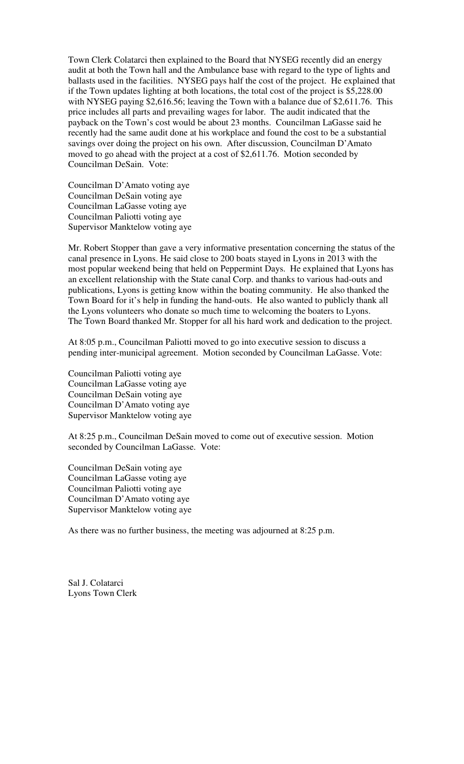Town Clerk Colatarci then explained to the Board that NYSEG recently did an energy audit at both the Town hall and the Ambulance base with regard to the type of lights and ballasts used in the facilities. NYSEG pays half the cost of the project. He explained that if the Town updates lighting at both locations, the total cost of the project is $5,228.00 with NYSEG paying $2,616.56; leaving the Town with a balance due of $2,611.76. This price includes all parts and prevailing wages for labor. The audit indicated that the payback on the Town's cost would be about 23 months. Councilman LaGasse said he recently had the same audit done at his workplace and found the cost to be a substantial savings over doing the project on his own. After discussion, Councilman D'Amato moved to go ahead with the project at a cost of $2,611.76. Motion seconded by Councilman DeSain. Vote:

Councilman D'Amato voting aye
Councilman DeSain voting aye
Councilman LaGasse voting aye
Councilman Paliotti voting aye
Supervisor Manktelow voting aye

Mr. Robert Stopper than gave a very informative presentation concerning the status of the canal presence in Lyons. He said close to 200 boats stayed in Lyons in 2013 with the most popular weekend being that held on Peppermint Days. He explained that Lyons has an excellent relationship with the State canal Corp. and thanks to various had-outs and publications, Lyons is getting know within the boating community. He also thanked the Town Board for it's help in funding the hand-outs. He also wanted to publicly thank all the Lyons volunteers who donate so much time to welcoming the boaters to Lyons. The Town Board thanked Mr. Stopper for all his hard work and dedication to the project.

At 8:05 p.m., Councilman Paliotti moved to go into executive session to discuss a pending inter-municipal agreement. Motion seconded by Councilman LaGasse. Vote:

Councilman Paliotti voting aye
Councilman LaGasse voting aye
Councilman DeSain voting aye
Councilman D'Amato voting aye
Supervisor Manktelow voting aye

At 8:25 p.m., Councilman DeSain moved to come out of executive session. Motion seconded by Councilman LaGasse. Vote:

Councilman DeSain voting aye
Councilman LaGasse voting aye
Councilman Paliotti voting aye
Councilman D'Amato voting aye
Supervisor Manktelow voting aye

As there was no further business, the meeting was adjourned at 8:25 p.m.

Sal J. Colatarci
Lyons Town Clerk